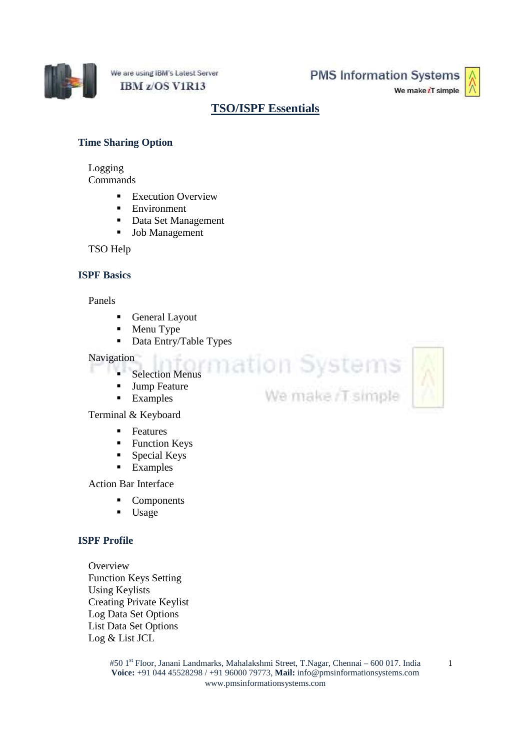# TSO/ISPF Essentials

## Time Sharing Option

Logging
Commands

- Execution Overview
- Environment
- Data Set Management
- Job Management

TSO Help

## ISPF Basics

Panels

- General Layout
- Menu Type
- Data Entry/Table Types

Navigation

- Selection Menus
- Jump Feature
- Examples

Terminal & Keyboard

- Features
- Function Keys
- Special Keys
- Examples

Action Bar Interface

- Components
- Usage

## ISPF Profile

Overview
Function Keys Setting
Using Keylists
Creating Private Keylist
Log Data Set Options
List Data Set Options
Log & List JCL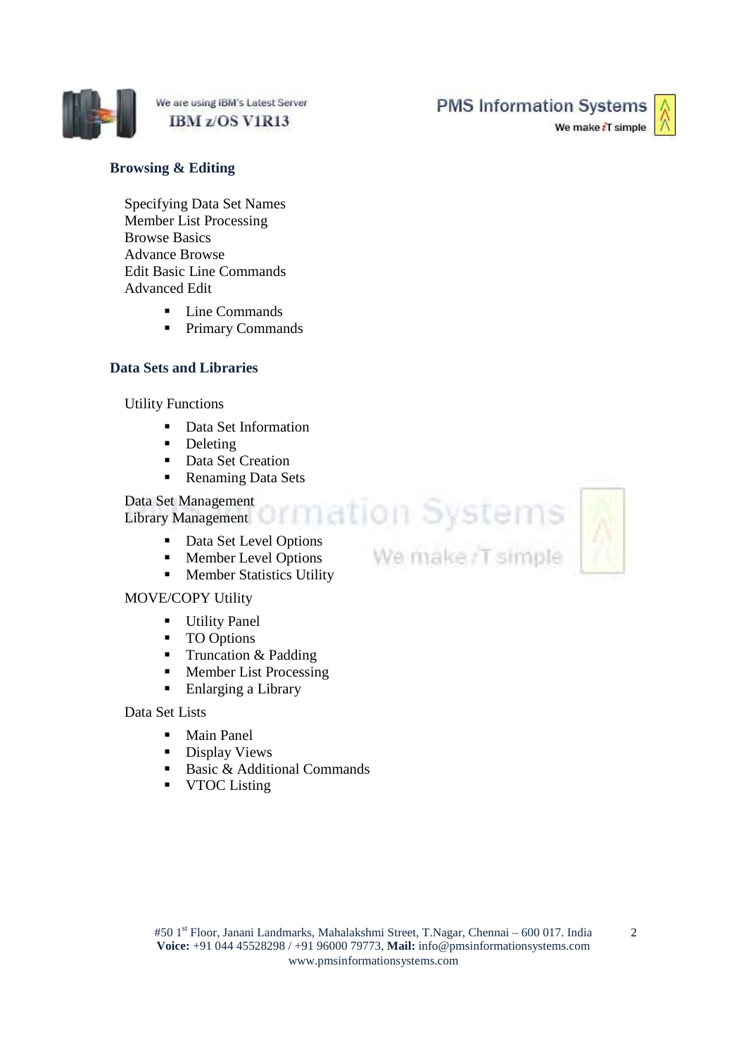## Browsing & Editing

Specifying Data Set Names
Member List Processing
Browse Basics
Advance Browse
Edit Basic Line Commands
Advanced Edit

- Line Commands
- Primary Commands

## Data Sets and Libraries

Utility Functions

- Data Set Information
- Deleting
- Data Set Creation
- Renaming Data Sets

Data Set Management
Library Management

- Data Set Level Options
- Member Level Options
- Member Statistics Utility

MOVE/COPY Utility

- Utility Panel
- TO Options
- Truncation & Padding
- Member List Processing
- Enlarging a Library

Data Set Lists

- Main Panel
- Display Views
- Basic & Additional Commands
- VTOC Listing